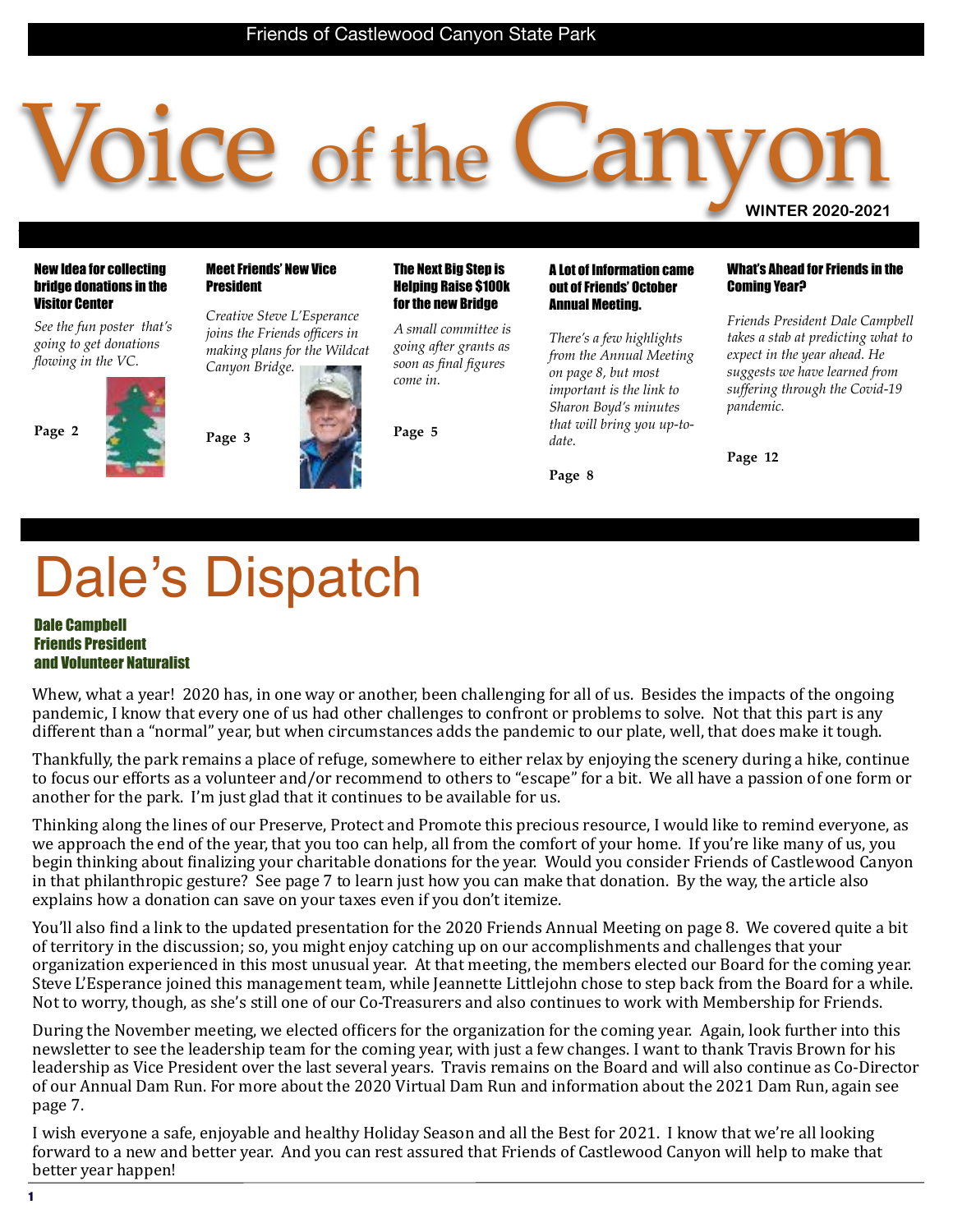Friends of Castlewood Canyon State Park

# Voice of the Canyon

WINTER 2020-2021

**New Idea for collecting bridge donations in the Visitor Center**

*See the fun poster that's going to get donations flowing in the VC.*

**Page 2**

**Meet Friends' New Vice President**

*Creative Steve L'Esperance joins the Friends officers in making plans for the Wildcat Canyon Bridge.*

**Page 3**

**The Next Big Step is Helping Raise $100k for the new Bridge**

*A small committee is going after grants as soon as final figures come in.*

**Page 5**

**A Lot of Information came out of Friends' October Annual Meeting.**

*There's a few highlights from the Annual Meeting on page 8, but most important is the link to Sharon Boyd's minutes that will bring you up-to-date.*

**Page 8**

**What's Ahead for Friends in the Coming Year?**

*Friends President Dale Campbell takes a stab at predicting what to expect in the year ahead. He suggests we have learned from suffering through the Covid-19 pandemic.*

**Page 12**

# Dale's Dispatch

**Dale Campbell**
**Friends President**
**and Volunteer Naturalist**

Whew, what a year! 2020 has, in one way or another, been challenging for all of us. Besides the impacts of the ongoing pandemic, I know that every one of us had other challenges to confront or problems to solve. Not that this part is any different than a "normal" year, but when circumstances adds the pandemic to our plate, well, that does make it tough.

Thankfully, the park remains a place of refuge, somewhere to either relax by enjoying the scenery during a hike, continue to focus our efforts as a volunteer and/or recommend to others to "escape" for a bit. We all have a passion of one form or another for the park. I'm just glad that it continues to be available for us.

Thinking along the lines of our Preserve, Protect and Promote this precious resource, I would like to remind everyone, as we approach the end of the year, that you too can help, all from the comfort of your home. If you're like many of us, you begin thinking about finalizing your charitable donations for the year. Would you consider Friends of Castlewood Canyon in that philanthropic gesture? See page 7 to learn just how you can make that donation. By the way, the article also explains how a donation can save on your taxes even if you don't itemize.

You'll also find a link to the updated presentation for the 2020 Friends Annual Meeting on page 8. We covered quite a bit of territory in the discussion; so, you might enjoy catching up on our accomplishments and challenges that your organization experienced in this most unusual year. At that meeting, the members elected our Board for the coming year. Steve L'Esperance joined this management team, while Jeannette Littlejohn chose to step back from the Board for a while. Not to worry, though, as she's still one of our Co-Treasurers and also continues to work with Membership for Friends.

During the November meeting, we elected officers for the organization for the coming year. Again, look further into this newsletter to see the leadership team for the coming year, with just a few changes. I want to thank Travis Brown for his leadership as Vice President over the last several years. Travis remains on the Board and will also continue as Co-Director of our Annual Dam Run. For more about the 2020 Virtual Dam Run and information about the 2021 Dam Run, again see page 7.

I wish everyone a safe, enjoyable and healthy Holiday Season and all the Best for 2021. I know that we're all looking forward to a new and better year. And you can rest assured that Friends of Castlewood Canyon will help to make that better year happen!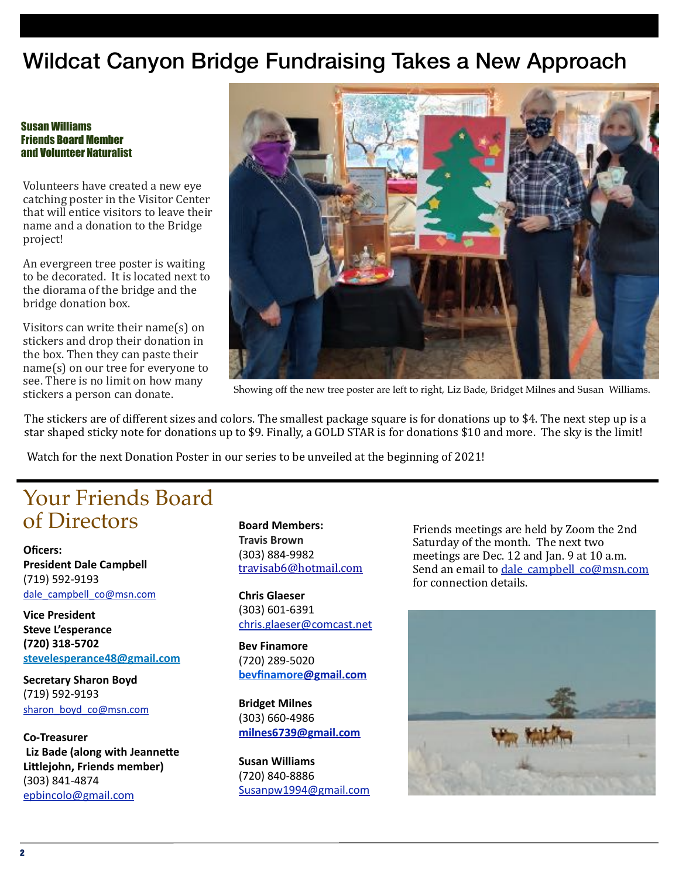# Wildcat Canyon Bridge Fundraising Takes a New Approach

**Susan Williams**
**Friends Board Member**
**and Volunteer Naturalist**

Volunteers have created a new eye catching poster in the Visitor Center that will entice visitors to leave their name and a donation to the Bridge project!

An evergreen tree poster is waiting to be decorated. It is located next to the diorama of the bridge and the bridge donation box.

Visitors can write their name(s) on stickers and drop their donation in the box. Then they can paste their name(s) on our tree for everyone to see. There is no limit on how many stickers a person can donate.

Showing off the new tree poster are left to right, Liz Bade, Bridget Milnes and Susan Williams.

The stickers are of different sizes and colors. The smallest package square is for donations up to $4. The next step up is a star shaped sticky note for donations up to $9. Finally, a GOLD STAR is for donations $10 and more. The sky is the limit!

Watch for the next Donation Poster in our series to be unveiled at the beginning of 2021!

## Your Friends Board of Directors

**Oficers:**

**President Dale Campbell**
(719) 592-9193
dale_campbell_co@msn.com

**Vice President**
**Steve L'esperance**
**(720) 318-5702**
**stevelesperance48@gmail.com**

**Secretary Sharon Boyd**
(719) 592-9193
sharon_boyd_co@msn.com

**Co-Treasurer**
**Liz Bade (along with Jeannette Littlejohn, Friends member)**
(303) 841-4874
epbincolo@gmail.com

**Board Members:**

**Travis Brown**
(303) 884-9982
travisab6@hotmail.com

**Chris Glaeser**
(303) 601-6391
chris.glaeser@comcast.net

**Bev Finamore**
(720) 289-5020
**bevfinamore@gmail.com**

**Bridget Milnes**
(303) 660-4986
**milnes6739@gmail.com**

**Susan Williams**
(720) 840-8886
Susanpw1994@gmail.com

Friends meetings are held by Zoom the 2nd Saturday of the month. The next two meetings are Dec. 12 and Jan. 9 at 10 a.m. Send an email to dale_campbell_co@msn.com for connection details.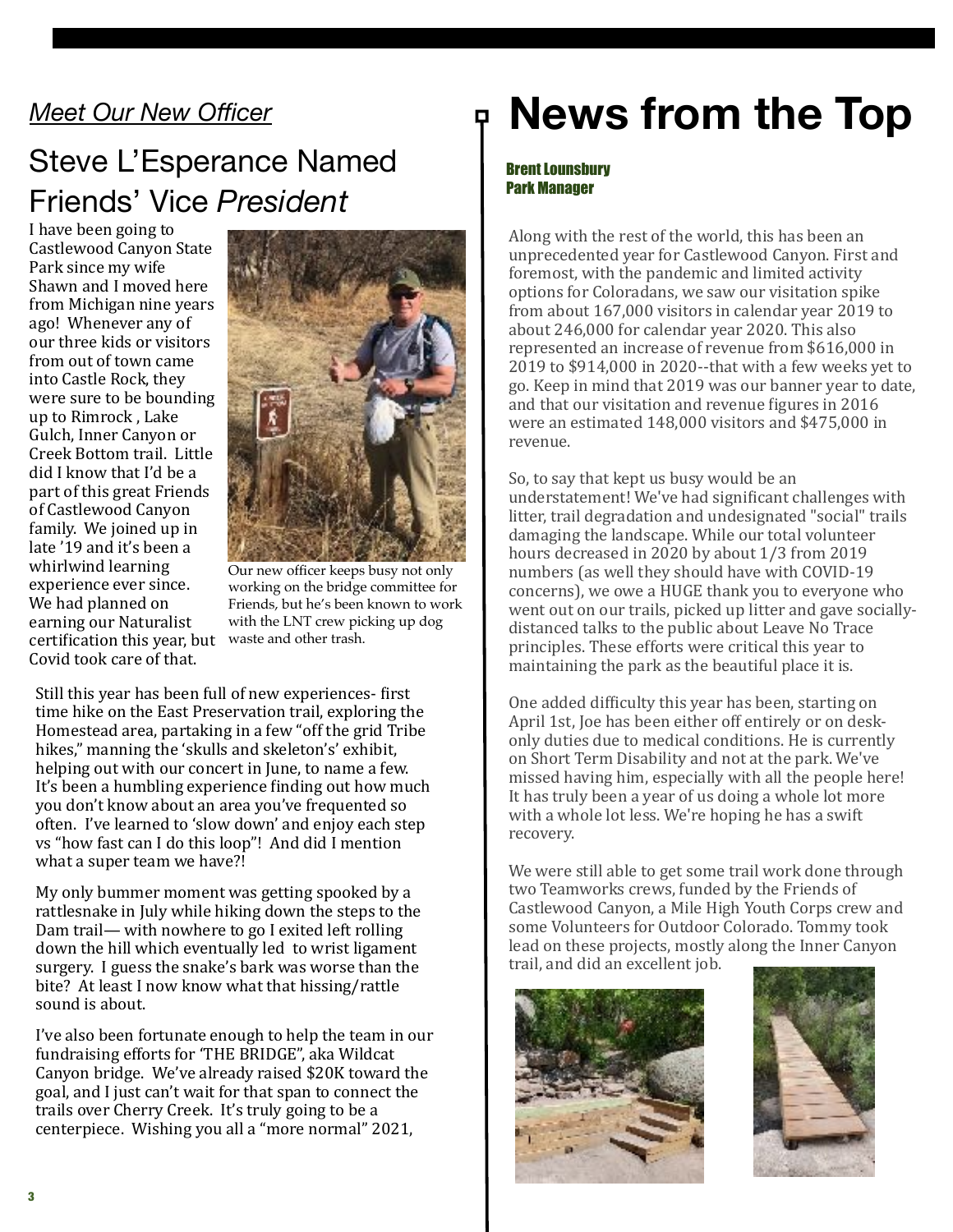*Meet Our New Officer*

## Steve L'Esperance Named Friends' Vice *President*

I have been going to Castlewood Canyon State Park since my wife Shawn and I moved here from Michigan nine years ago! Whenever any of our three kids or visitors from out of town came into Castle Rock, they were sure to be bounding up to Rimrock , Lake Gulch, Inner Canyon or Creek Bottom trail. Little did I know that I'd be a part of this great Friends of Castlewood Canyon family. We joined up in late '19 and it's been a whirlwind learning experience ever since. We had planned on earning our Naturalist certification this year, but Covid took care of that.

Our new officer keeps busy not only working on the bridge committee for Friends, but he's been known to work with the LNT crew picking up dog waste and other trash.

Still this year has been full of new experiences- first time hike on the East Preservation trail, exploring the Homestead area, partaking in a few "off the grid Tribe hikes," manning the 'skulls and skeleton's' exhibit, helping out with our concert in June, to name a few. It's been a humbling experience finding out how much you don't know about an area you've frequented so often. I've learned to 'slow down' and enjoy each step vs "how fast can I do this loop"! And did I mention what a super team we have?!

My only bummer moment was getting spooked by a rattlesnake in July while hiking down the steps to the Dam trail— with nowhere to go I exited left rolling down the hill which eventually led to wrist ligament surgery. I guess the snake's bark was worse than the bite? At least I now know what that hissing/rattle sound is about.

I've also been fortunate enough to help the team in our fundraising efforts for 'THE BRIDGE", aka Wildcat Canyon bridge. We've already raised $20K toward the goal, and I just can't wait for that span to connect the trails over Cherry Creek. It's truly going to be a centerpiece. Wishing you all a "more normal" 2021,

# News from the Top

**Brent Lounsbury**
**Park Manager**

Along with the rest of the world, this has been an unprecedented year for Castlewood Canyon. First and foremost, with the pandemic and limited activity options for Coloradans, we saw our visitation spike from about 167,000 visitors in calendar year 2019 to about 246,000 for calendar year 2020. This also represented an increase of revenue from $616,000 in 2019 to $914,000 in 2020--that with a few weeks yet to go. Keep in mind that 2019 was our banner year to date, and that our visitation and revenue figures in 2016 were an estimated 148,000 visitors and $475,000 in revenue.

So, to say that kept us busy would be an understatement! We've had significant challenges with litter, trail degradation and undesignated "social" trails damaging the landscape. While our total volunteer hours decreased in 2020 by about 1/3 from 2019 numbers (as well they should have with COVID-19 concerns), we owe a HUGE thank you to everyone who went out on our trails, picked up litter and gave socially-distanced talks to the public about Leave No Trace principles. These efforts were critical this year to maintaining the park as the beautiful place it is.

One added difficulty this year has been, starting on April 1st, Joe has been either off entirely or on desk-only duties due to medical conditions. He is currently on Short Term Disability and not at the park. We've missed having him, especially with all the people here! It has truly been a year of us doing a whole lot more with a whole lot less. We're hoping he has a swift recovery.

We were still able to get some trail work done through two Teamworks crews, funded by the Friends of Castlewood Canyon, a Mile High Youth Corps crew and some Volunteers for Outdoor Colorado. Tommy took lead on these projects, mostly along the Inner Canyon trail, and did an excellent job.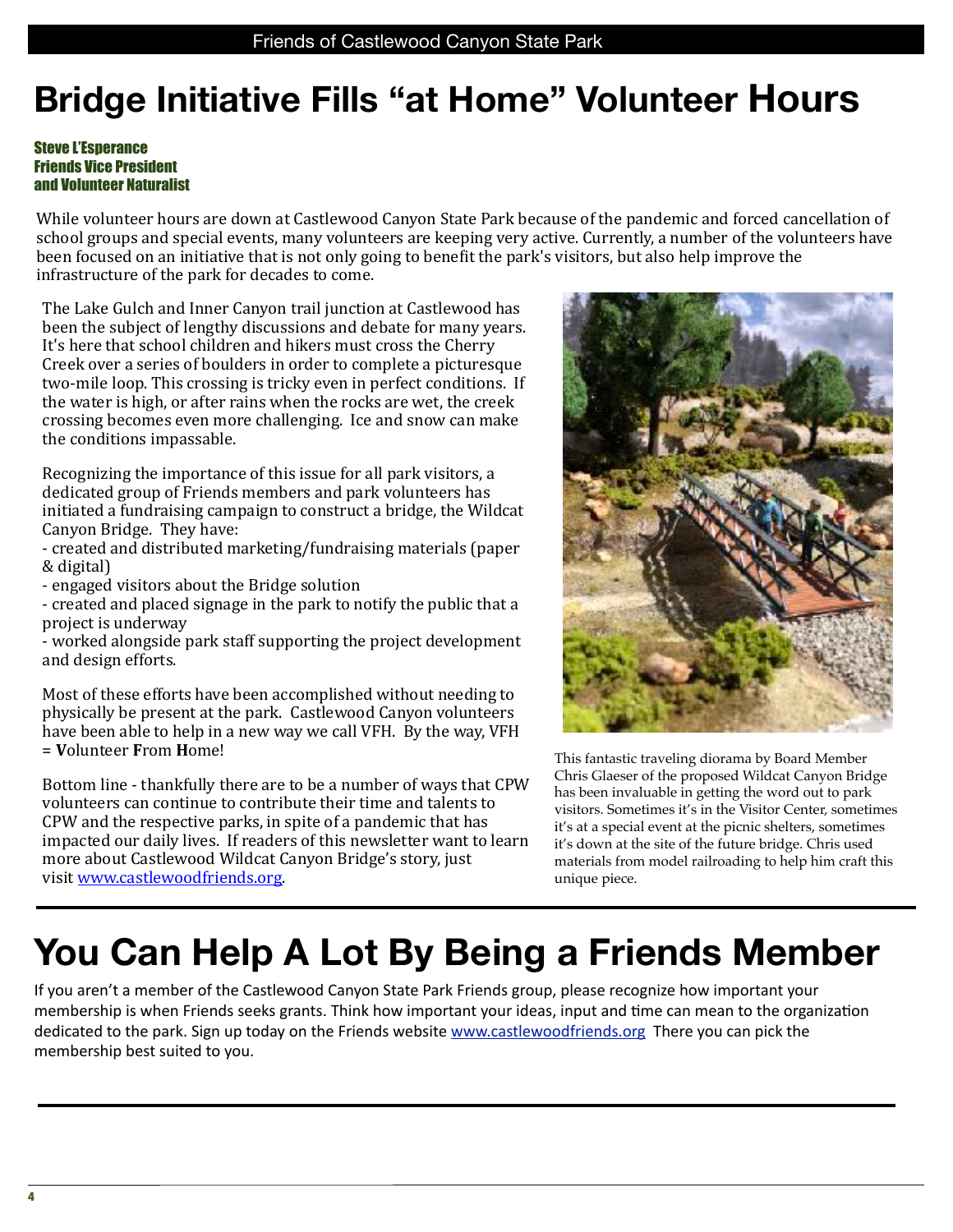# Bridge Initiative Fills "at Home" Volunteer Hours

**Steve L'Esperance**
**Friends Vice President**
**and Volunteer Naturalist**

While volunteer hours are down at Castlewood Canyon State Park because of the pandemic and forced cancellation of school groups and special events, many volunteers are keeping very active. Currently, a number of the volunteers have been focused on an initiative that is not only going to benefit the park's visitors, but also help improve the infrastructure of the park for decades to come.

The Lake Gulch and Inner Canyon trail junction at Castlewood has been the subject of lengthy discussions and debate for many years. It's here that school children and hikers must cross the Cherry Creek over a series of boulders in order to complete a picturesque two-mile loop. This crossing is tricky even in perfect conditions. If the water is high, or after rains when the rocks are wet, the creek crossing becomes even more challenging. Ice and snow can make the conditions impassable.

Recognizing the importance of this issue for all park visitors, a dedicated group of Friends members and park volunteers has initiated a fundraising campaign to construct a bridge, the Wildcat Canyon Bridge. They have:

- created and distributed marketing/fundraising materials (paper & digital)
- engaged visitors about the Bridge solution
- created and placed signage in the park to notify the public that a project is underway
- worked alongside park staff supporting the project development and design efforts.

Most of these efforts have been accomplished without needing to physically be present at the park. Castlewood Canyon volunteers have been able to help in a new way we call VFH. By the way, VFH = **V**olunteer **F**rom **H**ome!

Bottom line - thankfully there are to be a number of ways that CPW volunteers can continue to contribute their time and talents to CPW and the respective parks, in spite of a pandemic that has impacted our daily lives. If readers of this newsletter want to learn more about Castlewood Wildcat Canyon Bridge's story, just visit [www.castlewoodfriends.org](http://www.castlewoodfriends.org).

This fantastic traveling diorama by Board Member Chris Glaeser of the proposed Wildcat Canyon Bridge has been invaluable in getting the word out to park visitors. Sometimes it's in the Visitor Center, sometimes it's at a special event at the picnic shelters, sometimes it's down at the site of the future bridge. Chris used materials from model railroading to help him craft this unique piece.

# You Can Help A Lot By Being a Friends Member

If you aren't a member of the Castlewood Canyon State Park Friends group, please recognize how important your membership is when Friends seeks grants. Think how important your ideas, input and time can mean to the organization dedicated to the park. Sign up today on the Friends website [www.castlewoodfriends.org](http://www.castlewoodfriends.org) There you can pick the membership best suited to you.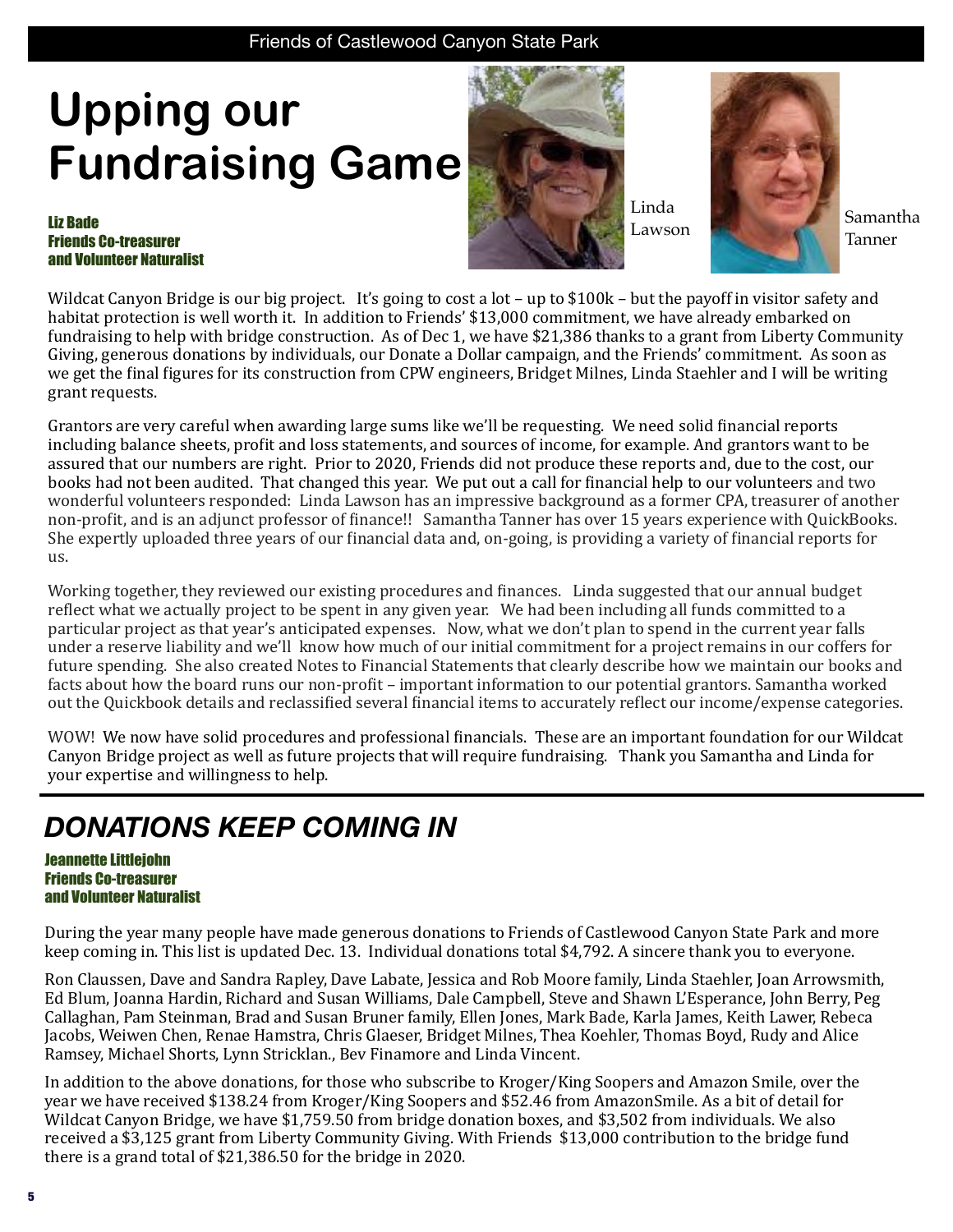# Upping our Fundraising Game

**Liz Bade**
**Friends Co-treasurer**
**and Volunteer Naturalist**

Linda Lawson

Samantha Tanner

Wildcat Canyon Bridge is our big project. It's going to cost a lot – up to $100k – but the payoff in visitor safety and habitat protection is well worth it. In addition to Friends' $13,000 commitment, we have already embarked on fundraising to help with bridge construction. As of Dec 1, we have $21,386 thanks to a grant from Liberty Community Giving, generous donations by individuals, our Donate a Dollar campaign, and the Friends' commitment. As soon as we get the final figures for its construction from CPW engineers, Bridget Milnes, Linda Staehler and I will be writing grant requests.

Grantors are very careful when awarding large sums like we'll be requesting. We need solid financial reports including balance sheets, profit and loss statements, and sources of income, for example. And grantors want to be assured that our numbers are right. Prior to 2020, Friends did not produce these reports and, due to the cost, our books had not been audited. That changed this year. We put out a call for financial help to our volunteers and two wonderful volunteers responded: Linda Lawson has an impressive background as a former CPA, treasurer of another non-profit, and is an adjunct professor of finance!! Samantha Tanner has over 15 years experience with QuickBooks. She expertly uploaded three years of our financial data and, on-going, is providing a variety of financial reports for us.

Working together, they reviewed our existing procedures and finances. Linda suggested that our annual budget reflect what we actually project to be spent in any given year. We had been including all funds committed to a particular project as that year's anticipated expenses. Now, what we don't plan to spend in the current year falls under a reserve liability and we'll know how much of our initial commitment for a project remains in our coffers for future spending. She also created Notes to Financial Statements that clearly describe how we maintain our books and facts about how the board runs our non-profit – important information to our potential grantors. Samantha worked out the Quickbook details and reclassified several financial items to accurately reflect our income/expense categories.

WOW! We now have solid procedures and professional financials. These are an important foundation for our Wildcat Canyon Bridge project as well as future projects that will require fundraising. Thank you Samantha and Linda for your expertise and willingness to help.

## *DONATIONS KEEP COMING IN*

**Jeannette Littlejohn**
**Friends Co-treasurer**
**and Volunteer Naturalist**

During the year many people have made generous donations to Friends of Castlewood Canyon State Park and more keep coming in. This list is updated Dec. 13. Individual donations total $4,792. A sincere thank you to everyone.

Ron Claussen, Dave and Sandra Rapley, Dave Labate, Jessica and Rob Moore family, Linda Staehler, Joan Arrowsmith, Ed Blum, Joanna Hardin, Richard and Susan Williams, Dale Campbell, Steve and Shawn L'Esperance, John Berry, Peg Callaghan, Pam Steinman, Brad and Susan Bruner family, Ellen Jones, Mark Bade, Karla James, Keith Lawer, Rebeca Jacobs, Weiwen Chen, Renae Hamstra, Chris Glaeser, Bridget Milnes, Thea Koehler, Thomas Boyd, Rudy and Alice Ramsey, Michael Shorts, Lynn Stricklan., Bev Finamore and Linda Vincent.

In addition to the above donations, for those who subscribe to Kroger/King Soopers and Amazon Smile, over the year we have received $138.24 from Kroger/King Soopers and $52.46 from AmazonSmile. As a bit of detail for Wildcat Canyon Bridge, we have $1,759.50 from bridge donation boxes, and $3,502 from individuals. We also received a $3,125 grant from Liberty Community Giving. With Friends $13,000 contribution to the bridge fund there is a grand total of $21,386.50 for the bridge in 2020.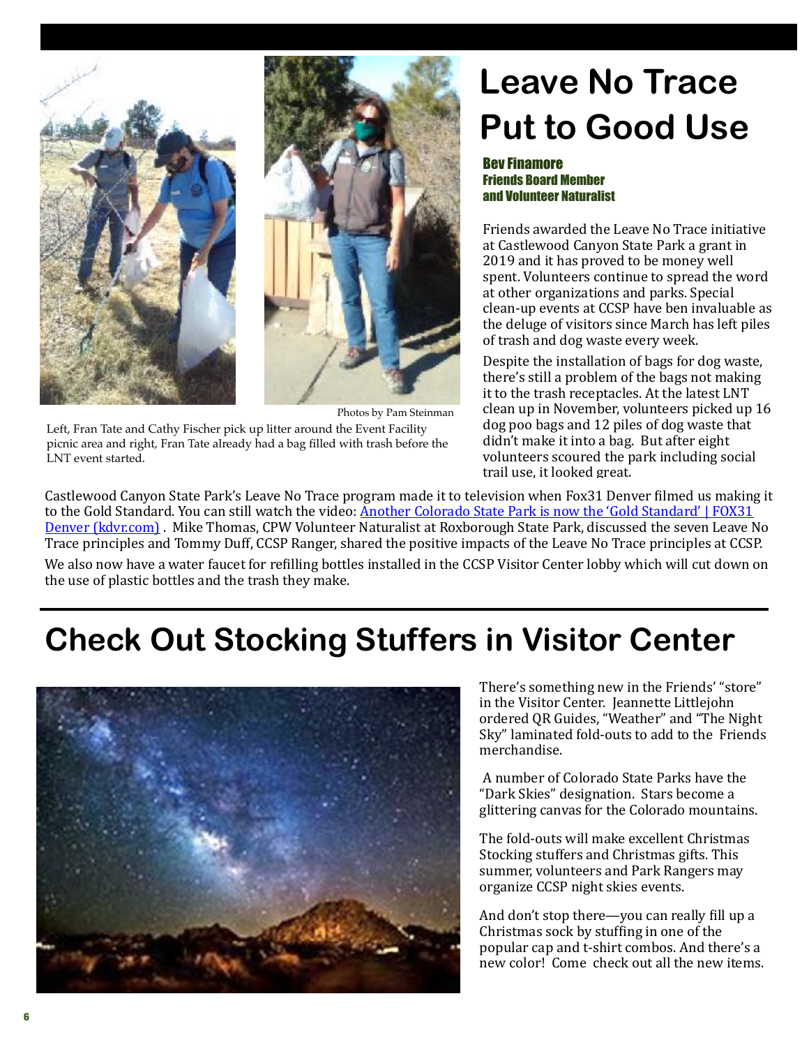# Leave No Trace Put to Good Use

**Bev Finamore**
**Friends Board Member**
**and Volunteer Naturalist**

Photos by Pam Steinman

Left, Fran Tate and Cathy Fischer pick up litter around the Event Facility picnic area and right, Fran Tate already had a bag filled with trash before the LNT event started.

Friends awarded the Leave No Trace initiative at Castlewood Canyon State Park a grant in 2019 and it has proved to be money well spent. Volunteers continue to spread the word at other organizations and parks. Special clean-up events at CCSP have ben invaluable as the deluge of visitors since March has left piles of trash and dog waste every week.

Despite the installation of bags for dog waste, there's still a problem of the bags not making it to the trash receptacles. At the latest LNT clean up in November, volunteers picked up 16 dog poo bags and 12 piles of dog waste that didn't make it into a bag. But after eight volunteers scoured the park including social trail use, it looked great.

Castlewood Canyon State Park's Leave No Trace program made it to television when Fox31 Denver filmed us making it to the Gold Standard. You can still watch the video: [Another Colorado State Park is now the 'Gold Standard' | FOX31 Denver (kdvr.com)](Another Colorado State Park is now the 'Gold Standard' | FOX31 Denver (kdvr.com)) . Mike Thomas, CPW Volunteer Naturalist at Roxborough State Park, discussed the seven Leave No Trace principles and Tommy Duff, CCSP Ranger, shared the positive impacts of the Leave No Trace principles at CCSP.

We also now have a water faucet for refilling bottles installed in the CCSP Visitor Center lobby which will cut down on the use of plastic bottles and the trash they make.

# Check Out Stocking Stuffers in Visitor Center

There's something new in the Friends' "store" in the Visitor Center. Jeannette Littlejohn ordered QR Guides, "Weather" and "The Night Sky" laminated fold-outs to add to the Friends merchandise.

A number of Colorado State Parks have the "Dark Skies" designation. Stars become a glittering canvas for the Colorado mountains.

The fold-outs will make excellent Christmas Stocking stuffers and Christmas gifts. This summer, volunteers and Park Rangers may organize CCSP night skies events.

And don't stop there—you can really fill up a Christmas sock by stuffing in one of the popular cap and t-shirt combos. And there's a new color! Come check out all the new items.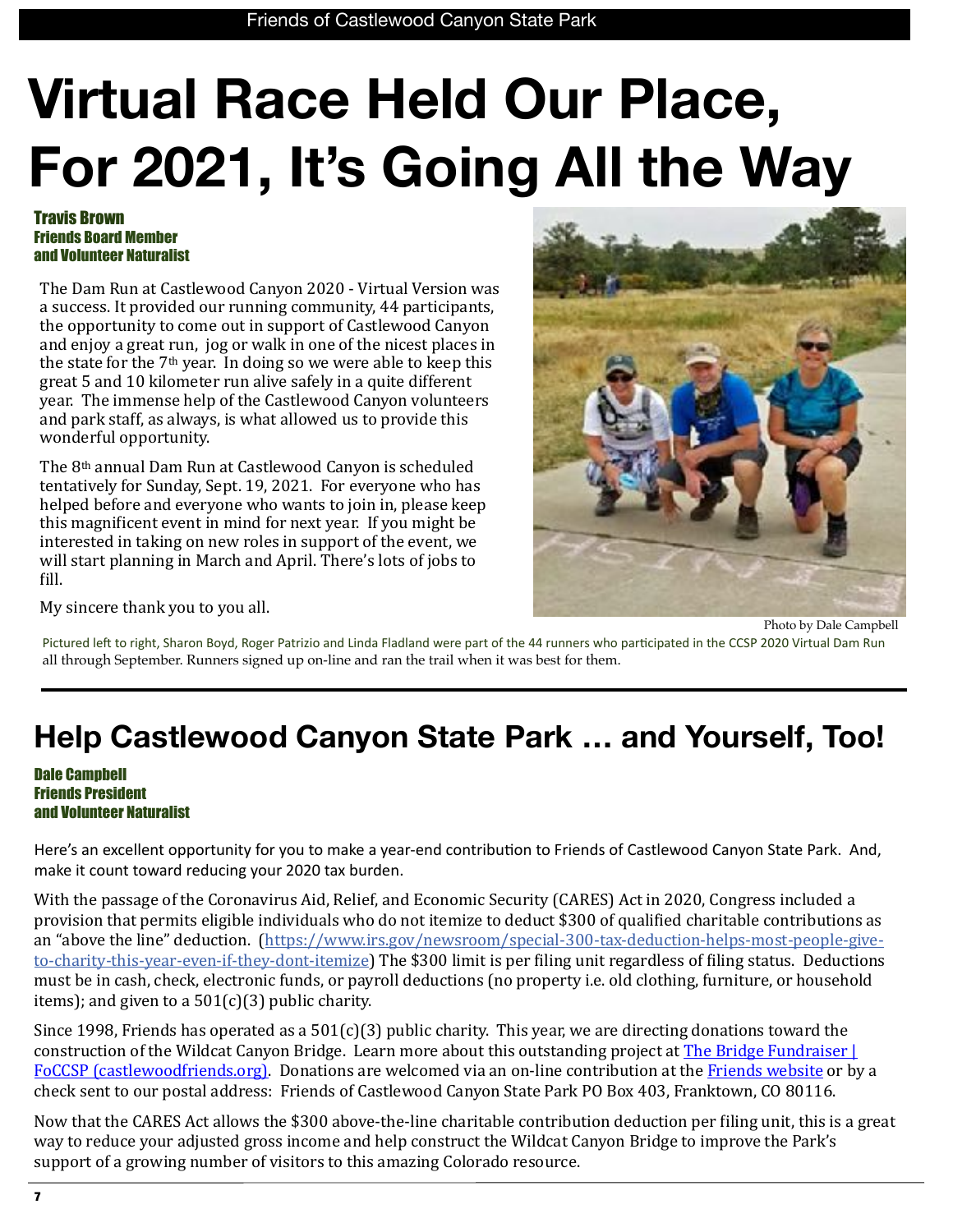# Virtual Race Held Our Place, For 2021, It's Going All the Way

**Travis Brown**
**Friends Board Member**
**and Volunteer Naturalist**

The Dam Run at Castlewood Canyon 2020 - Virtual Version was a success. It provided our running community, 44 participants, the opportunity to come out in support of Castlewood Canyon and enjoy a great run, jog or walk in one of the nicest places in the state for the 7th year. In doing so we were able to keep this great 5 and 10 kilometer run alive safely in a quite different year. The immense help of the Castlewood Canyon volunteers and park staff, as always, is what allowed us to provide this wonderful opportunity.

The 8th annual Dam Run at Castlewood Canyon is scheduled tentatively for Sunday, Sept. 19, 2021. For everyone who has helped before and everyone who wants to join in, please keep this magnificent event in mind for next year. If you might be interested in taking on new roles in support of the event, we will start planning in March and April. There's lots of jobs to fill.

My sincere thank you to you all.

Photo by Dale Campbell

Pictured left to right, Sharon Boyd, Roger Patrizio and Linda Fladland were part of the 44 runners who participated in the CCSP 2020 Virtual Dam Run all through September. Runners signed up on-line and ran the trail when it was best for them.

## Help Castlewood Canyon State Park … and Yourself, Too!

**Dale Campbell**
**Friends President**
**and Volunteer Naturalist**

Here's an excellent opportunity for you to make a year-end contribution to Friends of Castlewood Canyon State Park. And, make it count toward reducing your 2020 tax burden.

With the passage of the Coronavirus Aid, Relief, and Economic Security (CARES) Act in 2020, Congress included a provision that permits eligible individuals who do not itemize to deduct $300 of qualified charitable contributions as an "above the line" deduction. (https://www.irs.gov/newsroom/special-300-tax-deduction-helps-most-people-give-to-charity-this-year-even-if-they-dont-itemize) The $300 limit is per filing unit regardless of filing status. Deductions must be in cash, check, electronic funds, or payroll deductions (no property i.e. old clothing, furniture, or household items); and given to a 501(c)(3) public charity.

Since 1998, Friends has operated as a 501(c)(3) public charity. This year, we are directing donations toward the construction of the Wildcat Canyon Bridge. Learn more about this outstanding project at The Bridge Fundraiser | FoCCSP (castlewoodfriends.org). Donations are welcomed via an on-line contribution at the Friends website or by a check sent to our postal address: Friends of Castlewood Canyon State Park PO Box 403, Franktown, CO 80116.

Now that the CARES Act allows the $300 above-the-line charitable contribution deduction per filing unit, this is a great way to reduce your adjusted gross income and help construct the Wildcat Canyon Bridge to improve the Park's support of a growing number of visitors to this amazing Colorado resource.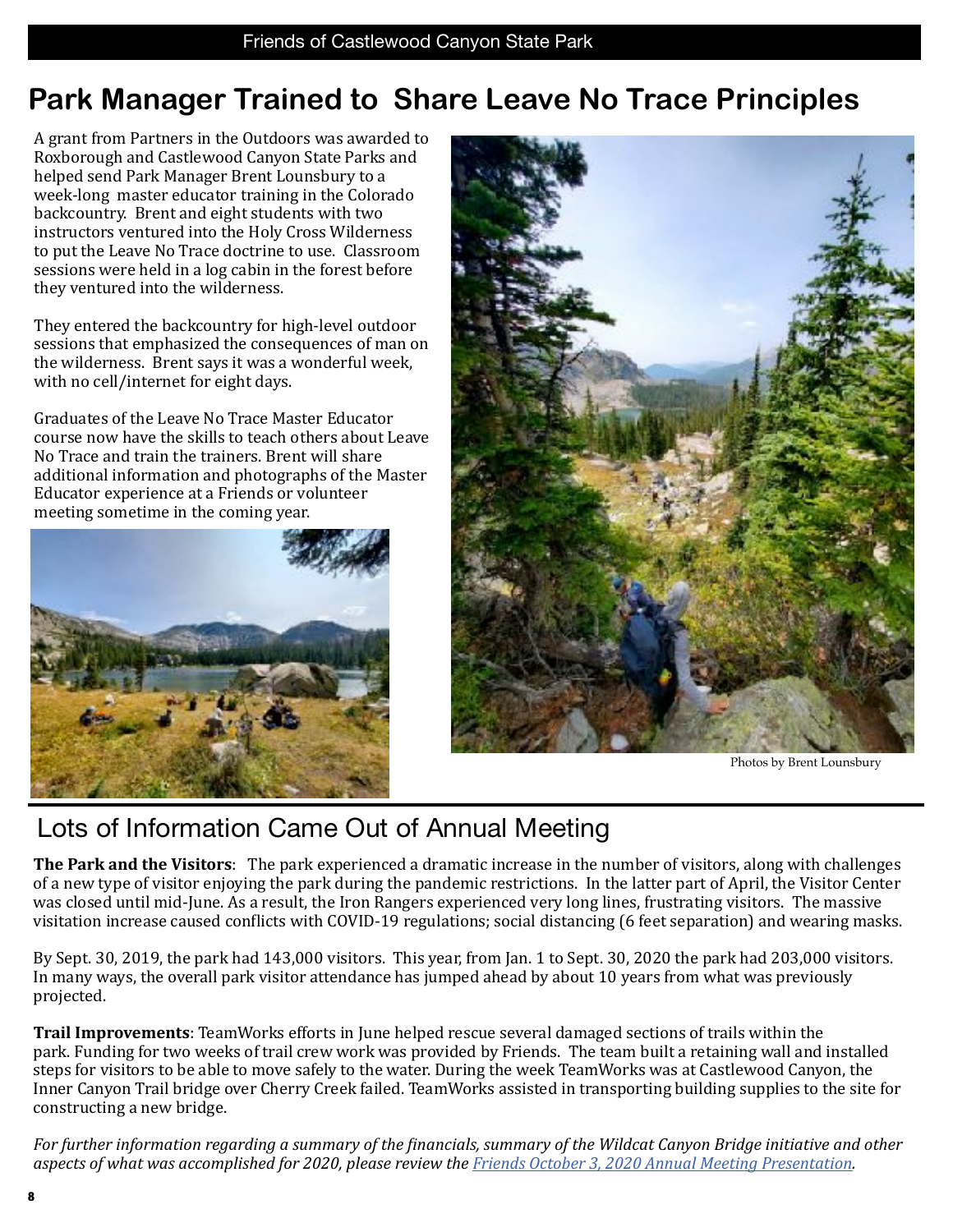# Park Manager Trained to Share Leave No Trace Principles

A grant from Partners in the Outdoors was awarded to Roxborough and Castlewood Canyon State Parks and helped send Park Manager Brent Lounsbury to a week-long master educator training in the Colorado backcountry. Brent and eight students with two instructors ventured into the Holy Cross Wilderness to put the Leave No Trace doctrine to use. Classroom sessions were held in a log cabin in the forest before they ventured into the wilderness.

They entered the backcountry for high-level outdoor sessions that emphasized the consequences of man on the wilderness. Brent says it was a wonderful week, with no cell/internet for eight days.

Graduates of the Leave No Trace Master Educator course now have the skills to teach others about Leave No Trace and train the trainers. Brent will share additional information and photographs of the Master Educator experience at a Friends or volunteer meeting sometime in the coming year.

Photos by Brent Lounsbury

## Lots of Information Came Out of Annual Meeting

**The Park and the Visitors**: The park experienced a dramatic increase in the number of visitors, along with challenges of a new type of visitor enjoying the park during the pandemic restrictions. In the latter part of April, the Visitor Center was closed until mid-June. As a result, the Iron Rangers experienced very long lines, frustrating visitors. The massive visitation increase caused conflicts with COVID-19 regulations; social distancing (6 feet separation) and wearing masks.

By Sept. 30, 2019, the park had 143,000 visitors. This year, from Jan. 1 to Sept. 30, 2020 the park had 203,000 visitors. In many ways, the overall park visitor attendance has jumped ahead by about 10 years from what was previously projected.

**Trail Improvements**: TeamWorks efforts in June helped rescue several damaged sections of trails within the park. Funding for two weeks of trail crew work was provided by Friends. The team built a retaining wall and installed steps for visitors to be able to move safely to the water. During the week TeamWorks was at Castlewood Canyon, the Inner Canyon Trail bridge over Cherry Creek failed. TeamWorks assisted in transporting building supplies to the site for constructing a new bridge.

*For further information regarding a summary of the financials, summary of the Wildcat Canyon Bridge initiative and other aspects of what was accomplished for 2020, please review the Friends October 3, 2020 Annual Meeting Presentation.*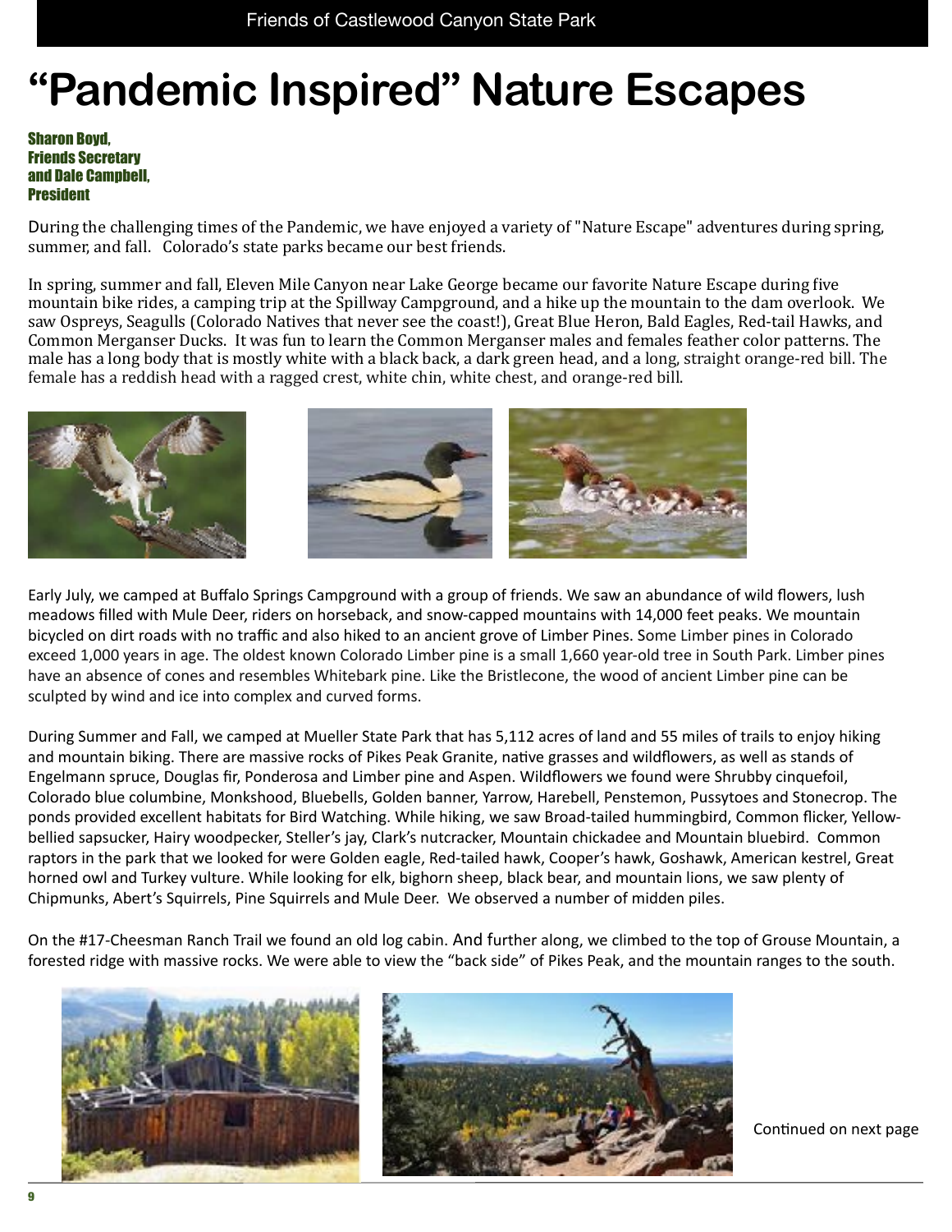# "Pandemic Inspired" Nature Escapes

**Sharon Boyd, Friends Secretary and Dale Campbell, President**

During the challenging times of the Pandemic, we have enjoyed a variety of "Nature Escape" adventures during spring, summer, and fall.   Colorado's state parks became our best friends.

In spring, summer and fall, Eleven Mile Canyon near Lake George became our favorite Nature Escape during five mountain bike rides, a camping trip at the Spillway Campground, and a hike up the mountain to the dam overlook.  We saw Ospreys, Seagulls (Colorado Natives that never see the coast!), Great Blue Heron, Bald Eagles, Red-tail Hawks, and Common Merganser Ducks.  It was fun to learn the Common Merganser males and females feather color patterns. The male has a long body that is mostly white with a black back, a dark green head, and a long, straight orange-red bill. The female has a reddish head with a ragged crest, white chin, white chest, and orange-red bill.

Early July, we camped at Buffalo Springs Campground with a group of friends. We saw an abundance of wild flowers, lush meadows filled with Mule Deer, riders on horseback, and snow-capped mountains with 14,000 feet peaks. We mountain bicycled on dirt roads with no traffic and also hiked to an ancient grove of Limber Pines. Some Limber pines in Colorado exceed 1,000 years in age. The oldest known Colorado Limber pine is a small 1,660 year-old tree in South Park. Limber pines have an absence of cones and resembles Whitebark pine. Like the Bristlecone, the wood of ancient Limber pine can be sculpted by wind and ice into complex and curved forms.

During Summer and Fall, we camped at Mueller State Park that has 5,112 acres of land and 55 miles of trails to enjoy hiking and mountain biking. There are massive rocks of Pikes Peak Granite, native grasses and wildflowers, as well as stands of Engelmann spruce, Douglas fir, Ponderosa and Limber pine and Aspen. Wildflowers we found were Shrubby cinquefoil, Colorado blue columbine, Monkshood, Bluebells, Golden banner, Yarrow, Harebell, Penstemon, Pussytoes and Stonecrop. The ponds provided excellent habitats for Bird Watching. While hiking, we saw Broad-tailed hummingbird, Common flicker, Yellow-bellied sapsucker, Hairy woodpecker, Steller's jay, Clark's nutcracker, Mountain chickadee and Mountain bluebird.  Common raptors in the park that we looked for were Golden eagle, Red-tailed hawk, Cooper's hawk, Goshawk, American kestrel, Great horned owl and Turkey vulture. While looking for elk, bighorn sheep, black bear, and mountain lions, we saw plenty of Chipmunks, Abert's Squirrels, Pine Squirrels and Mule Deer.  We observed a number of midden piles.

On the #17-Cheesman Ranch Trail we found an old log cabin. And further along, we climbed to the top of Grouse Mountain, a forested ridge with massive rocks. We were able to view the "back side" of Pikes Peak, and the mountain ranges to the south.

Continued on next page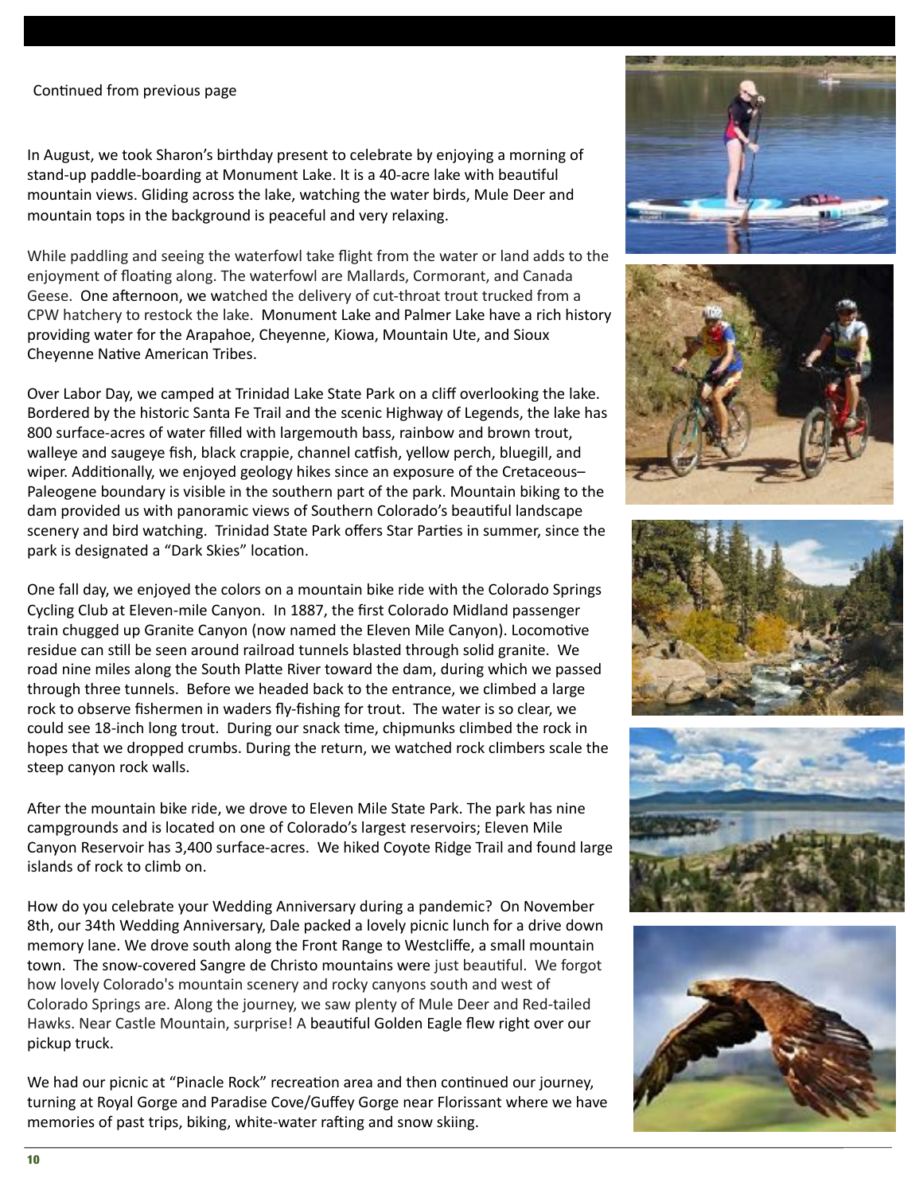Continued from previous page

In August, we took Sharon's birthday present to celebrate by enjoying a morning of stand-up paddle-boarding at Monument Lake. It is a 40-acre lake with beautiful mountain views. Gliding across the lake, watching the water birds, Mule Deer and mountain tops in the background is peaceful and very relaxing.

While paddling and seeing the waterfowl take flight from the water or land adds to the enjoyment of floating along. The waterfowl are Mallards, Cormorant, and Canada Geese. One afternoon, we watched the delivery of cut-throat trout trucked from a CPW hatchery to restock the lake. Monument Lake and Palmer Lake have a rich history providing water for the Arapahoe, Cheyenne, Kiowa, Mountain Ute, and Sioux Cheyenne Native American Tribes.

Over Labor Day, we camped at Trinidad Lake State Park on a cliff overlooking the lake. Bordered by the historic Santa Fe Trail and the scenic Highway of Legends, the lake has 800 surface-acres of water filled with largemouth bass, rainbow and brown trout, walleye and saugeye fish, black crappie, channel catfish, yellow perch, bluegill, and wiper. Additionally, we enjoyed geology hikes since an exposure of the Cretaceous–Paleogene boundary is visible in the southern part of the park. Mountain biking to the dam provided us with panoramic views of Southern Colorado's beautiful landscape scenery and bird watching. Trinidad State Park offers Star Parties in summer, since the park is designated a "Dark Skies" location.

One fall day, we enjoyed the colors on a mountain bike ride with the Colorado Springs Cycling Club at Eleven-mile Canyon. In 1887, the first Colorado Midland passenger train chugged up Granite Canyon (now named the Eleven Mile Canyon). Locomotive residue can still be seen around railroad tunnels blasted through solid granite. We road nine miles along the South Platte River toward the dam, during which we passed through three tunnels. Before we headed back to the entrance, we climbed a large rock to observe fishermen in waders fly-fishing for trout. The water is so clear, we could see 18-inch long trout. During our snack time, chipmunks climbed the rock in hopes that we dropped crumbs. During the return, we watched rock climbers scale the steep canyon rock walls.

After the mountain bike ride, we drove to Eleven Mile State Park. The park has nine campgrounds and is located on one of Colorado's largest reservoirs; Eleven Mile Canyon Reservoir has 3,400 surface-acres. We hiked Coyote Ridge Trail and found large islands of rock to climb on.

How do you celebrate your Wedding Anniversary during a pandemic? On November 8th, our 34th Wedding Anniversary, Dale packed a lovely picnic lunch for a drive down memory lane. We drove south along the Front Range to Westcliffe, a small mountain town. The snow-covered Sangre de Christo mountains were just beautiful. We forgot how lovely Colorado's mountain scenery and rocky canyons south and west of Colorado Springs are. Along the journey, we saw plenty of Mule Deer and Red-tailed Hawks. Near Castle Mountain, surprise! A beautiful Golden Eagle flew right over our pickup truck.

We had our picnic at "Pinacle Rock" recreation area and then continued our journey, turning at Royal Gorge and Paradise Cove/Guffey Gorge near Florissant where we have memories of past trips, biking, white-water rafting and snow skiing.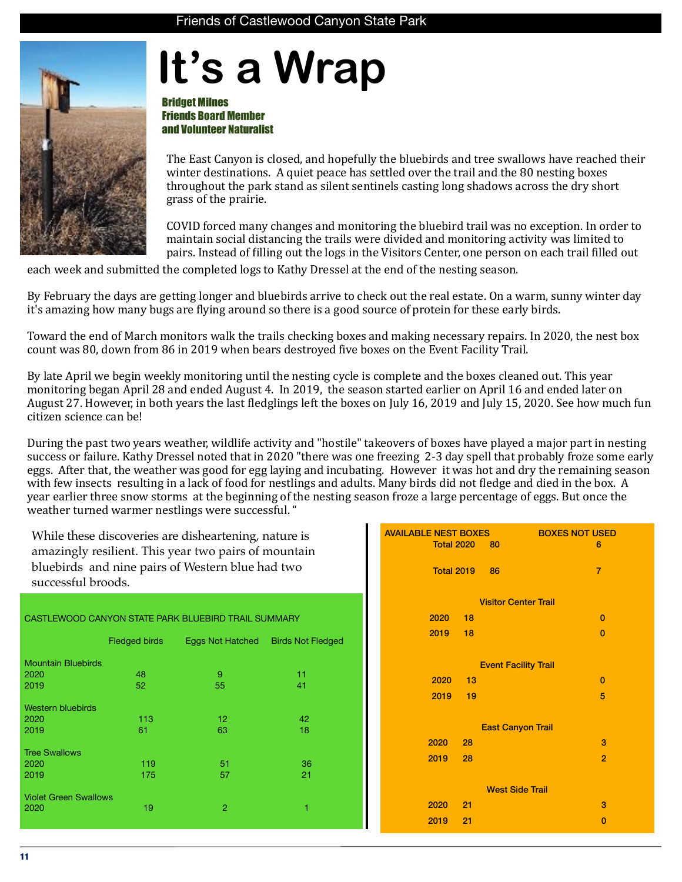# It's a Wrap

**Bridget Milnes**
**Friends Board Member**
**and Volunteer Naturalist**

The East Canyon is closed, and hopefully the bluebirds and tree swallows have reached their winter destinations. A quiet peace has settled over the trail and the 80 nesting boxes throughout the park stand as silent sentinels casting long shadows across the dry short grass of the prairie.

COVID forced many changes and monitoring the bluebird trail was no exception. In order to maintain social distancing the trails were divided and monitoring activity was limited to pairs. Instead of filling out the logs in the Visitors Center, one person on each trail filled out each week and submitted the completed logs to Kathy Dressel at the end of the nesting season.

By February the days are getting longer and bluebirds arrive to check out the real estate. On a warm, sunny winter day it's amazing how many bugs are flying around so there is a good source of protein for these early birds.

Toward the end of March monitors walk the trails checking boxes and making necessary repairs. In 2020, the nest box count was 80, down from 86 in 2019 when bears destroyed five boxes on the Event Facility Trail.

By late April we begin weekly monitoring until the nesting cycle is complete and the boxes cleaned out. This year monitoring began April 28 and ended August 4. In 2019, the season started earlier on April 16 and ended later on August 27. However, in both years the last fledglings left the boxes on July 16, 2019 and July 15, 2020. See how much fun citizen science can be!

During the past two years weather, wildlife activity and "hostile" takeovers of boxes have played a major part in nesting success or failure. Kathy Dressel noted that in 2020 "there was one freezing 2-3 day spell that probably froze some early eggs. After that, the weather was good for egg laying and incubating. However it was hot and dry the remaining season with few insects resulting in a lack of food for nestlings and adults. Many birds did not fledge and died in the box. A year earlier three snow storms at the beginning of the nesting season froze a large percentage of eggs. But once the weather turned warmer nestlings were successful. "

While these discoveries are disheartening, nature is amazingly resilient. This year two pairs of mountain bluebirds and nine pairs of Western blue had two successful broods.

CASTLEWOOD CANYON STATE PARK BLUEBIRD TRAIL SUMMARY

| | Fledged birds | Eggs Not Hatched | Birds Not Fledged |
|---|---|---|---|
| **Mountain Bluebirds** | | | |
| 2020 | 48 | 9 | 11 |
| 2019 | 52 | 55 | 41 |
| **Western bluebirds** | | | |
| 2020 | 113 | 12 | 42 |
| 2019 | 61 | 63 | 18 |
| **Tree Swallows** | | | |
| 2020 | 119 | 51 | 36 |
| 2019 | 175 | 57 | 21 |
| **Violet Green Swallows** | | | |
| 2020 | 19 | 2 | 1 |

| | AVAILABLE NEST BOXES | BOXES NOT USED |
|---|---|---|
| Total 2020 | 80 | 6 |
| Total 2019 | 86 | 7 |
| **Visitor Center Trail** | | |
| 2020 | 18 | 0 |
| 2019 | 18 | 0 |
| **Event Facility Trail** | | |
| 2020 | 13 | 0 |
| 2019 | 19 | 5 |
| **East Canyon Trail** | | |
| 2020 | 28 | 3 |
| 2019 | 28 | 2 |
| **West Side Trail** | | |
| 2020 | 21 | 3 |
| 2019 | 21 | 0 |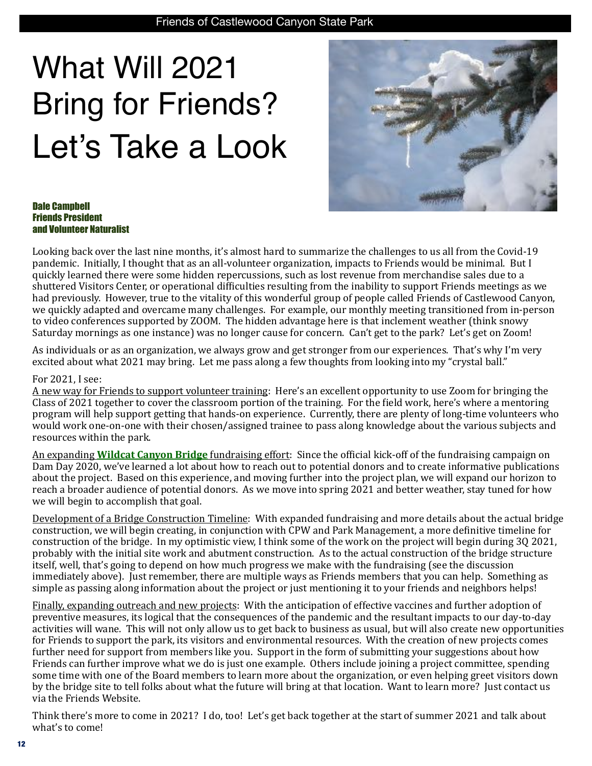# What Will 2021 Bring for Friends? Let's Take a Look

**Dale Campbell**
**Friends President**
**and Volunteer Naturalist**

Looking back over the last nine months, it's almost hard to summarize the challenges to us all from the Covid-19 pandemic. Initially, I thought that as an all-volunteer organization, impacts to Friends would be minimal. But I quickly learned there were some hidden repercussions, such as lost revenue from merchandise sales due to a shuttered Visitors Center, or operational difficulties resulting from the inability to support Friends meetings as we had previously. However, true to the vitality of this wonderful group of people called Friends of Castlewood Canyon, we quickly adapted and overcame many challenges. For example, our monthly meeting transitioned from in-person to video conferences supported by ZOOM. The hidden advantage here is that inclement weather (think snowy Saturday mornings as one instance) was no longer cause for concern. Can't get to the park? Let's get on Zoom!

As individuals or as an organization, we always grow and get stronger from our experiences. That's why I'm very excited about what 2021 may bring. Let me pass along a few thoughts from looking into my "crystal ball."

For 2021, I see:

A new way for Friends to support volunteer training: Here's an excellent opportunity to use Zoom for bringing the Class of 2021 together to cover the classroom portion of the training. For the field work, here's where a mentoring program will help support getting that hands-on experience. Currently, there are plenty of long-time volunteers who would work one-on-one with their chosen/assigned trainee to pass along knowledge about the various subjects and resources within the park.

An expanding **Wildcat Canyon Bridge** fundraising effort: Since the official kick-off of the fundraising campaign on Dam Day 2020, we've learned a lot about how to reach out to potential donors and to create informative publications about the project. Based on this experience, and moving further into the project plan, we will expand our horizon to reach a broader audience of potential donors. As we move into spring 2021 and better weather, stay tuned for how we will begin to accomplish that goal.

Development of a Bridge Construction Timeline: With expanded fundraising and more details about the actual bridge construction, we will begin creating, in conjunction with CPW and Park Management, a more definitive timeline for construction of the bridge. In my optimistic view, I think some of the work on the project will begin during 3Q 2021, probably with the initial site work and abutment construction. As to the actual construction of the bridge structure itself, well, that's going to depend on how much progress we make with the fundraising (see the discussion immediately above). Just remember, there are multiple ways as Friends members that you can help. Something as simple as passing along information about the project or just mentioning it to your friends and neighbors helps!

Finally, expanding outreach and new projects: With the anticipation of effective vaccines and further adoption of preventive measures, its logical that the consequences of the pandemic and the resultant impacts to our day-to-day activities will wane. This will not only allow us to get back to business as usual, but will also create new opportunities for Friends to support the park, its visitors and environmental resources. With the creation of new projects comes further need for support from members like you. Support in the form of submitting your suggestions about how Friends can further improve what we do is just one example. Others include joining a project committee, spending some time with one of the Board members to learn more about the organization, or even helping greet visitors down by the bridge site to tell folks about what the future will bring at that location. Want to learn more? Just contact us via the Friends Website.

Think there's more to come in 2021? I do, too! Let's get back together at the start of summer 2021 and talk about what's to come!